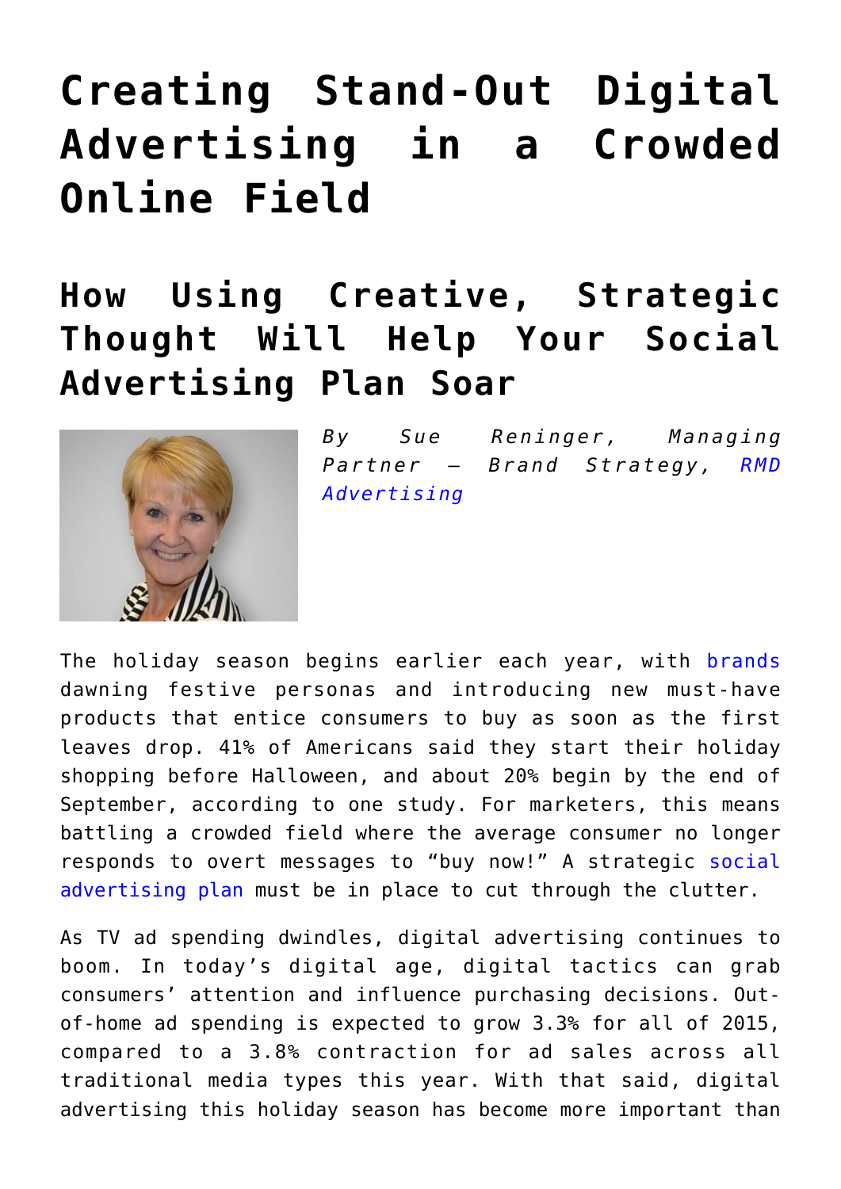# Creating Stand-Out Digital Advertising in a Crowded Online Field

## How Using Creative, Strategic Thought Will Help Your Social Advertising Plan Soar

*By Sue Reninger, Managing Partner – Brand Strategy, RMD Advertising*

The holiday season begins earlier each year, with brands dawning festive personas and introducing new must-have products that entice consumers to buy as soon as the first leaves drop. 41% of Americans said they start their holiday shopping before Halloween, and about 20% begin by the end of September, according to one study. For marketers, this means battling a crowded field where the average consumer no longer responds to overt messages to "buy now!" A strategic social advertising plan must be in place to cut through the clutter.

As TV ad spending dwindles, digital advertising continues to boom. In today's digital age, digital tactics can grab consumers' attention and influence purchasing decisions. Out-of-home ad spending is expected to grow 3.3% for all of 2015, compared to a 3.8% contraction for ad sales across all traditional media types this year. With that said, digital advertising this holiday season has become more important than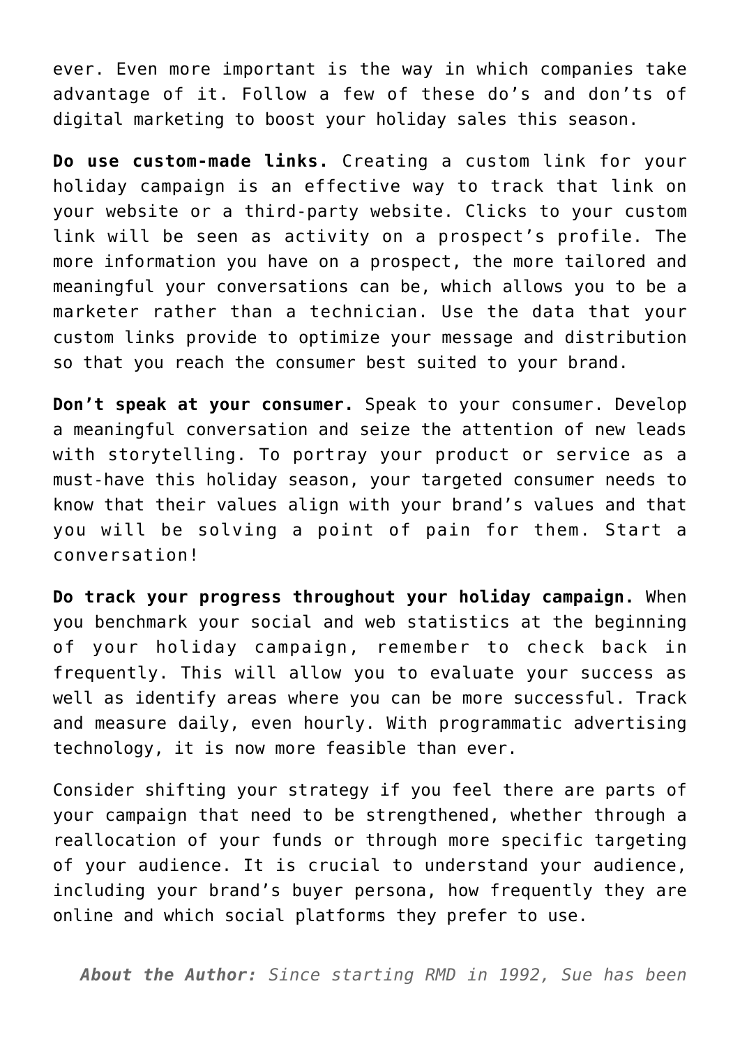ever. Even more important is the way in which companies take advantage of it. Follow a few of these do's and don'ts of digital marketing to boost your holiday sales this season.

**Do use custom-made links.** Creating a custom link for your holiday campaign is an effective way to track that link on your website or a third-party website. Clicks to your custom link will be seen as activity on a prospect's profile. The more information you have on a prospect, the more tailored and meaningful your conversations can be, which allows you to be a marketer rather than a technician. Use the data that your custom links provide to optimize your message and distribution so that you reach the consumer best suited to your brand.

**Don't speak at your consumer.** Speak to your consumer. Develop a meaningful conversation and seize the attention of new leads with storytelling. To portray your product or service as a must-have this holiday season, your targeted consumer needs to know that their values align with your brand's values and that you will be solving a point of pain for them. Start a conversation!

**Do track your progress throughout your holiday campaign.** When you benchmark your social and web statistics at the beginning of your holiday campaign, remember to check back in frequently. This will allow you to evaluate your success as well as identify areas where you can be more successful. Track and measure daily, even hourly. With programmatic advertising technology, it is now more feasible than ever.

Consider shifting your strategy if you feel there are parts of your campaign that need to be strengthened, whether through a reallocation of your funds or through more specific targeting of your audience. It is crucial to understand your audience, including your brand's buyer persona, how frequently they are online and which social platforms they prefer to use.

***About the Author:*** *Since starting RMD in 1992, Sue has been*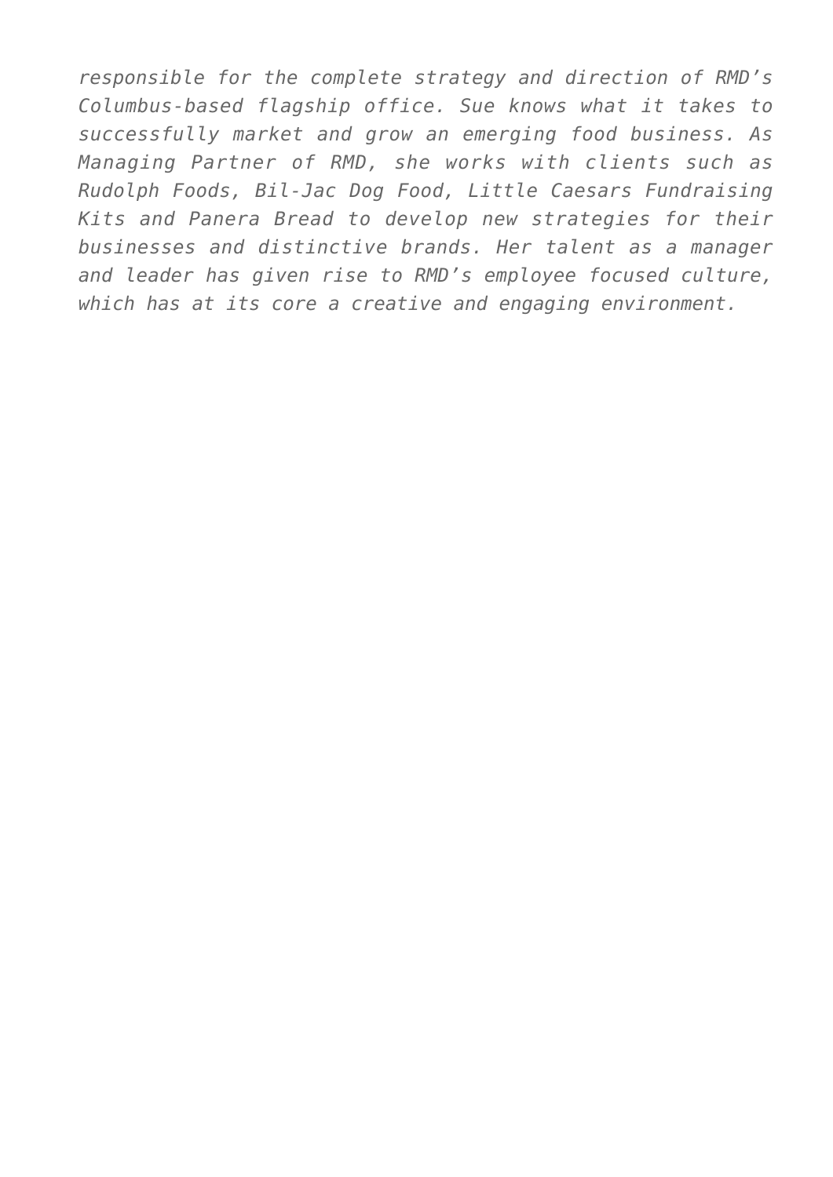*responsible for the complete strategy and direction of RMD's Columbus-based flagship office. Sue knows what it takes to successfully market and grow an emerging food business. As Managing Partner of RMD, she works with clients such as Rudolph Foods, Bil-Jac Dog Food, Little Caesars Fundraising Kits and Panera Bread to develop new strategies for their businesses and distinctive brands. Her talent as a manager and leader has given rise to RMD's employee focused culture, which has at its core a creative and engaging environment.*